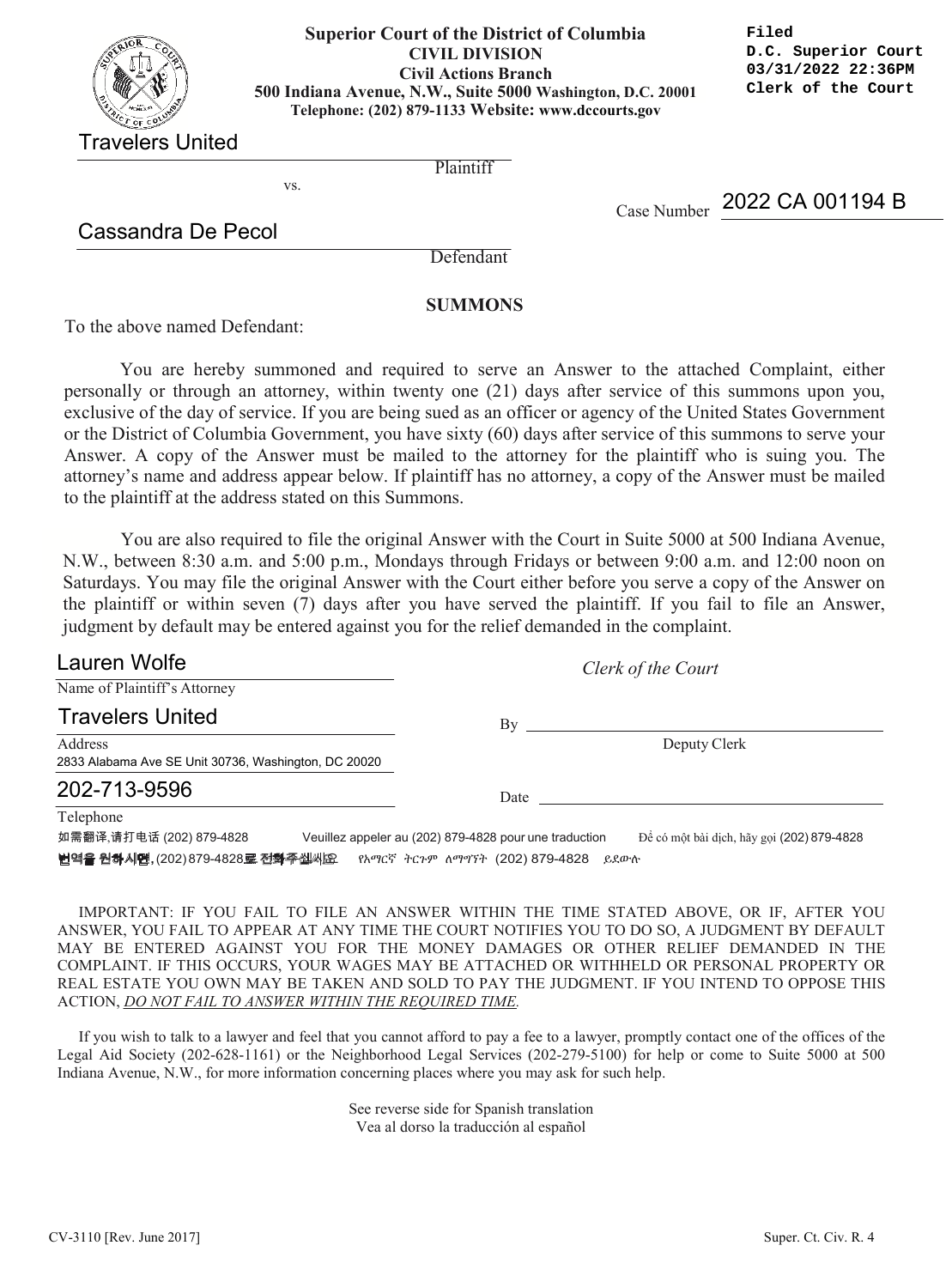**Superior Court of the District of Columbia**
**CIVIL DIVISION**
**Civil Actions Branch**
**500 Indiana Avenue, N.W., Suite 5000 Washington, D.C. 20001**
**Telephone: (202) 879-1133 Website: www.dccourts.gov**

```
Filed
D.C. Superior Court
03/31/2022 22:36PM
Clerk of the Court
```

Travelers United
Plaintiff

vs.

Case Number 2022 CA 001194 B

Cassandra De Pecol
Defendant

## SUMMONS

To the above named Defendant:

You are hereby summoned and required to serve an Answer to the attached Complaint, either personally or through an attorney, within twenty one (21) days after service of this summons upon you, exclusive of the day of service. If you are being sued as an officer or agency of the United States Government or the District of Columbia Government, you have sixty (60) days after service of this summons to serve your Answer. A copy of the Answer must be mailed to the attorney for the plaintiff who is suing you. The attorney's name and address appear below. If plaintiff has no attorney, a copy of the Answer must be mailed to the plaintiff at the address stated on this Summons.

You are also required to file the original Answer with the Court in Suite 5000 at 500 Indiana Avenue, N.W., between 8:30 a.m. and 5:00 p.m., Mondays through Fridays or between 9:00 a.m. and 12:00 noon on Saturdays. You may file the original Answer with the Court either before you serve a copy of the Answer on the plaintiff or within seven (7) days after you have served the plaintiff. If you fail to file an Answer, judgment by default may be entered against you for the relief demanded in the complaint.

Lauren Wolfe
Name of Plaintiff's Attorney

Travelers United
Address
2833 Alabama Ave SE Unit 30736, Washington, DC 20020

202-713-9596
Telephone

*Clerk of the Court*

By ______________________
Deputy Clerk

Date ______________________

如需翻译,请打电话 (202) 879-4828 Veuillez appeler au (202) 879-4828 pour une traduction Để có một bài dịch, hãy gọi (202) 879-4828
번역을 원하시면, (202) 879-4828로 전화주십시요 የአማርኛ ትርጉም ለማግኘት (202) 879-4828 ይደውሉ

IMPORTANT: IF YOU FAIL TO FILE AN ANSWER WITHIN THE TIME STATED ABOVE, OR IF, AFTER YOU ANSWER, YOU FAIL TO APPEAR AT ANY TIME THE COURT NOTIFIES YOU TO DO SO, A JUDGMENT BY DEFAULT MAY BE ENTERED AGAINST YOU FOR THE MONEY DAMAGES OR OTHER RELIEF DEMANDED IN THE COMPLAINT. IF THIS OCCURS, YOUR WAGES MAY BE ATTACHED OR WITHHELD OR PERSONAL PROPERTY OR REAL ESTATE YOU OWN MAY BE TAKEN AND SOLD TO PAY THE JUDGMENT. IF YOU INTEND TO OPPOSE THIS ACTION, *DO NOT FAIL TO ANSWER WITHIN THE REQUIRED TIME.*

If you wish to talk to a lawyer and feel that you cannot afford to pay a fee to a lawyer, promptly contact one of the offices of the Legal Aid Society (202-628-1161) or the Neighborhood Legal Services (202-279-5100) for help or come to Suite 5000 at 500 Indiana Avenue, N.W., for more information concerning places where you may ask for such help.

See reverse side for Spanish translation
Vea al dorso la traducción al español

CV-3110 [Rev. June 2017] Super. Ct. Civ. R. 4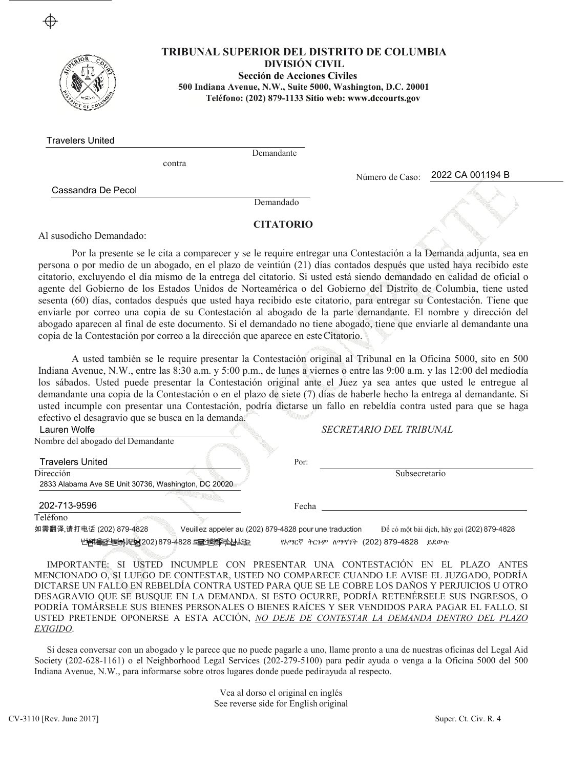# TRIBUNAL SUPERIOR DEL DISTRITO DE COLUMBIA

## DIVISIÓN CIVIL

**Sección de Acciones Civiles**

**500 Indiana Avenue, N.W., Suite 5000, Washington, D.C. 20001**

**Teléfono: (202) 879-1133 Sitio web: www.dccourts.gov**

Travelers United

Demandante

contra

Número de Caso: 2022 CA 001194 B

Cassandra De Pecol

Demandado

## CITATORIO

Al susodicho Demandado:

Por la presente se le cita a comparecer y se le require entregar una Contestación a la Demanda adjunta, sea en persona o por medio de un abogado, en el plazo de veintiún (21) días contados después que usted haya recibido este citatorio, excluyendo el día mismo de la entrega del citatorio. Si usted está siendo demandado en calidad de oficial o agente del Gobierno de los Estados Unidos de Norteamérica o del Gobierno del Distrito de Columbia, tiene usted sesenta (60) días, contados después que usted haya recibido este citatorio, para entregar su Contestación. Tiene que enviarle por correo una copia de su Contestación al abogado de la parte demandante. El nombre y dirección del abogado aparecen al final de este documento. Si el demandado no tiene abogado, tiene que enviarle al demandante una copia de la Contestación por correo a la dirección que aparece en este Citatorio.

A usted también se le require presentar la Contestación original al Tribunal en la Oficina 5000, sito en 500 Indiana Avenue, N.W., entre las 8:30 a.m. y 5:00 p.m., de lunes a viernes o entre las 9:00 a.m. y las 12:00 del mediodía los sábados. Usted puede presentar la Contestación original ante el Juez ya sea antes que usted le entregue al demandante una copia de la Contestación o en el plazo de siete (7) días de haberle hecho la entrega al demandante. Si usted incumple con presentar una Contestación, podría dictarse un fallo en rebeldía contra usted para que se haga efectivo el desagravio que se busca en la demanda.

Lauren Wolfe
Nombre del abogado del Demandante

*SECRETARIO DEL TRIBUNAL*

Travelers United
Dirección
2833 Alabama Ave SE Unit 30736, Washington, DC 20020

Por: ____________________
Subsecretario

202-713-9596
Teléfono

Fecha ____________________

如需翻译,请打电话 (202) 879-4828 Veuillez appeler au (202) 879-4828 pour une traduction Để có một bài dịch, hãy gọi (202) 879-4828

번역을 원하시면, (202) 879-4828 로 전화주십시요 የአማርኛ ትርጉም ለማግኘት (202) 879-4828 ይደውሉ

IMPORTANTE: SI USTED INCUMPLE CON PRESENTAR UNA CONTESTACIÓN EN EL PLAZO ANTES MENCIONADO O, SI LUEGO DE CONTESTAR, USTED NO COMPARECE CUANDO LE AVISE EL JUZGADO, PODRÍA DICTARSE UN FALLO EN REBELDÍA CONTRA USTED PARA QUE SE LE COBRE LOS DAÑOS Y PERJUICIOS U OTRO DESAGRAVIO QUE SE BUSQUE EN LA DEMANDA. SI ESTO OCURRE, PODRÍA RETENÉRSELE SUS INGRESOS, O PODRÍA TOMÁRSELE SUS BIENES PERSONALES O BIENES RAÍCES Y SER VENDIDOS PARA PAGAR EL FALLO. SI USTED PRETENDE OPONERSE A ESTA ACCIÓN, *NO DEJE DE CONTESTAR LA DEMANDA DENTRO DEL PLAZO EXIGIDO*.

Si desea conversar con un abogado y le parece que no puede pagarle a uno, llame pronto a una de nuestras oficinas del Legal Aid Society (202-628-1161) o el Neighborhood Legal Services (202-279-5100) para pedir ayuda o venga a la Oficina 5000 del 500 Indiana Avenue, N.W., para informarse sobre otros lugares donde puede pedirayuda al respecto.

Vea al dorso el original en inglés
See reverse side for English original

CV-3110 [Rev. June 2017] Super. Ct. Civ. R. 4